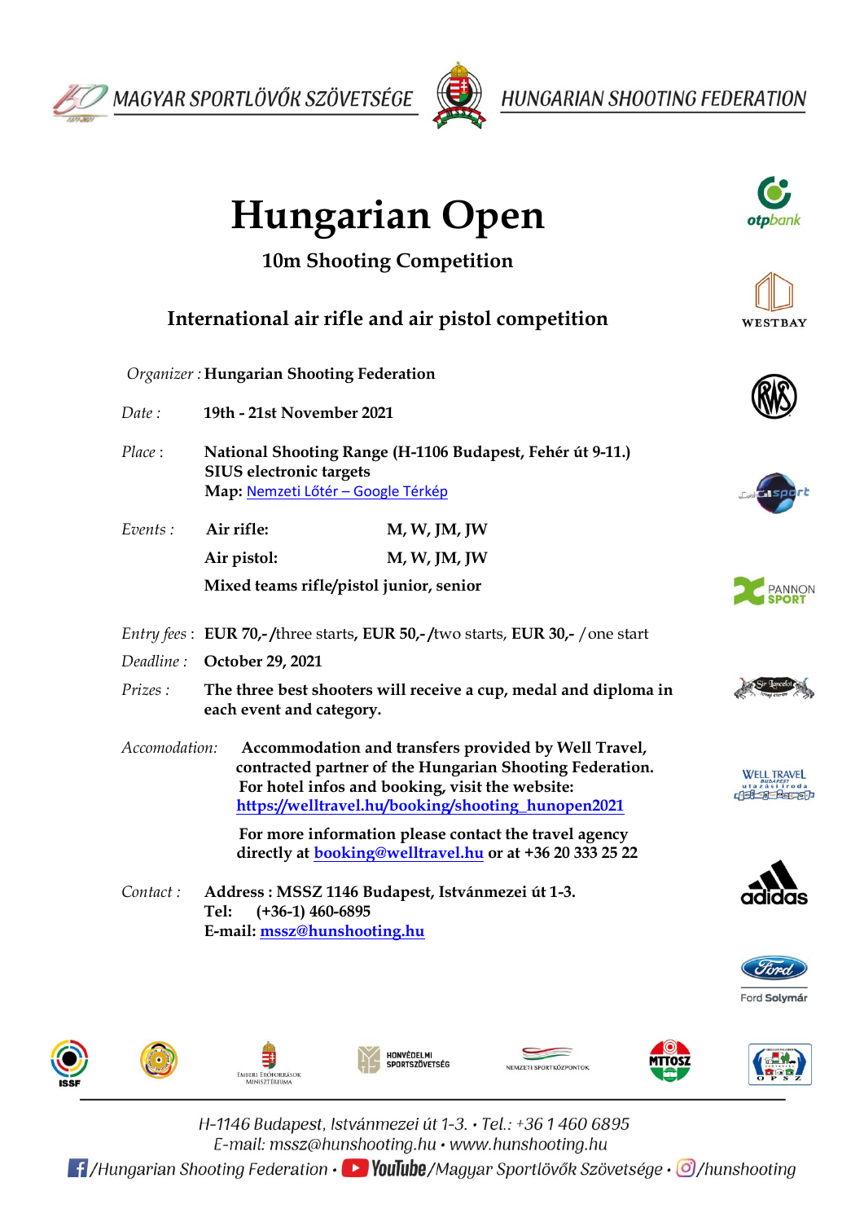MAGYAR SPORTLÖVŐK SZÖVETSÉGE HUNGARIAN SHOOTING FEDERATION

# Hungarian Open

## 10m Shooting Competition

### International air rifle and air pistol competition

*Organizer :* **Hungarian Shooting Federation**

*Date :* **19th - 21st November 2021**

*Place :* **National Shooting Range (H-1106 Budapest, Fehér út 9-11.)**
**SIUS electronic targets**
**Map:** [Nemzeti Lőtér – Google Térkép]

*Events :*

| | |
|---|---|
| **Air rifle:** | **M, W, JM, JW** |
| **Air pistol:** | **M, W, JM, JW** |

**Mixed teams rifle/pistol junior, senior**

*Entry fees :* **EUR 70,- /**three starts**, EUR 50,- /**two starts, **EUR 30,-** / one start

*Deadline :* **October 29, 2021**

*Prizes :* **The three best shooters will receive a cup, medal and diploma in each event and category.**

*Accomodation:* **Accommodation and transfers provided by Well Travel, contracted partner of the Hungarian Shooting Federation. For hotel infos and booking, visit the website:** **https://welltravel.hu/booking/shooting_hunopen2021**

**For more information please contact the travel agency directly at booking@welltravel.hu or at +36 20 333 25 22**

*Contact :* **Address : MSSZ 1146 Budapest, Istvánmezei út 1-3.**
**Tel: (+36-1) 460-6895**
**E-mail: mssz@hunshooting.hu**

H-1146 Budapest, Istvánmezei út 1-3. • Tel.: +36 1 460 6895
E-mail: mssz@hunshooting.hu • www.hunshooting.hu
/Hungarian Shooting Federation • YouTube /Magyar Sportlövők Szövetsége • /hunshooting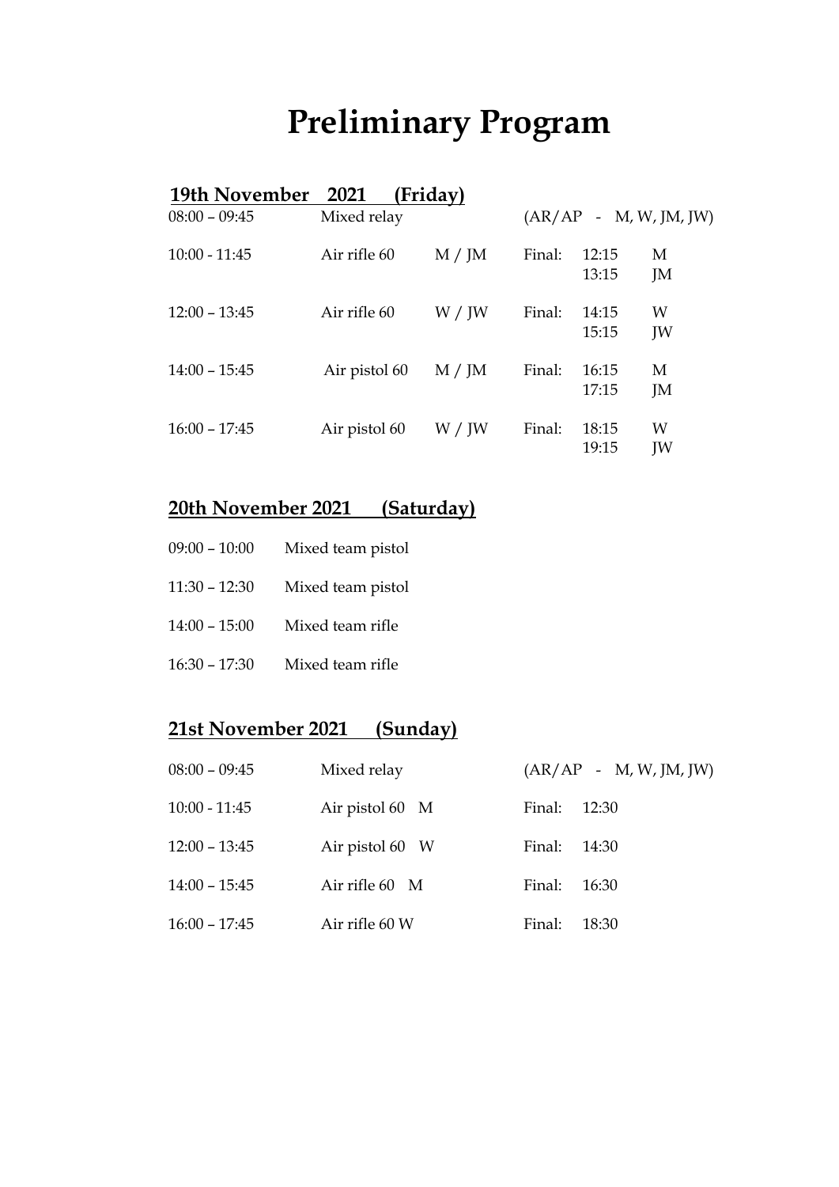# Preliminary Program

## 19th November 2021 (Friday)

| | | | | | |
|---|---|---|---|---|---|
| 08:00 – 09:45 | Mixed relay | | (AR/AP - M, W, JM, JW) | | |
| 10:00 - 11:45 | Air rifle 60 | M / JM | Final: | 12:15 | M |
| | | | | 13:15 | JM |
| 12:00 – 13:45 | Air rifle 60 | W / JW | Final: | 14:15 | W |
| | | | | 15:15 | JW |
| 14:00 – 15:45 | Air pistol 60 | M / JM | Final: | 16:15 | M |
| | | | | 17:15 | JM |
| 16:00 – 17:45 | Air pistol 60 | W / JW | Final: | 18:15 | W |
| | | | | 19:15 | JW |

## 20th November 2021 (Saturday)

| | |
|---|---|
| 09:00 – 10:00 | Mixed team pistol |
| 11:30 – 12:30 | Mixed team pistol |
| 14:00 – 15:00 | Mixed team rifle |
| 16:30 – 17:30 | Mixed team rifle |

## 21st November 2021 (Sunday)

| | | | |
|---|---|---|---|
| 08:00 – 09:45 | Mixed relay | (AR/AP - M, W, JM, JW) | |
| 10:00 - 11:45 | Air pistol 60 M | Final: | 12:30 |
| 12:00 – 13:45 | Air pistol 60 W | Final: | 14:30 |
| 14:00 – 15:45 | Air rifle 60 M | Final: | 16:30 |
| 16:00 – 17:45 | Air rifle 60 W | Final: | 18:30 |